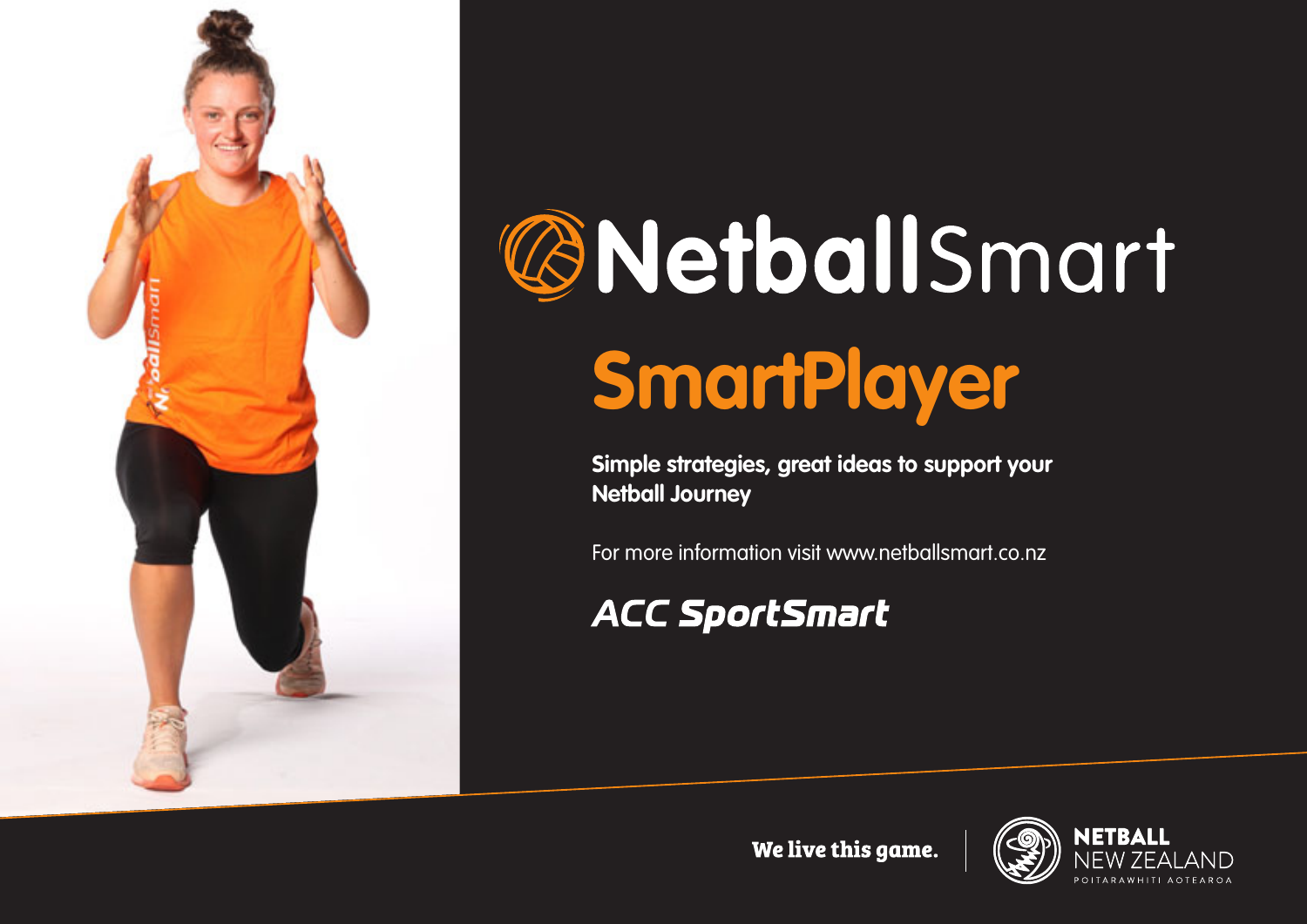# NetballSmart

## SmartPlayer

**Simple strategies, great ideas to support your Netball Journey**

For more information visit www.netballsmart.co.nz

ACC SportSmart

We live this game.

NETBALL NEW ZEALAND

POITARAWHITI AOTEAROA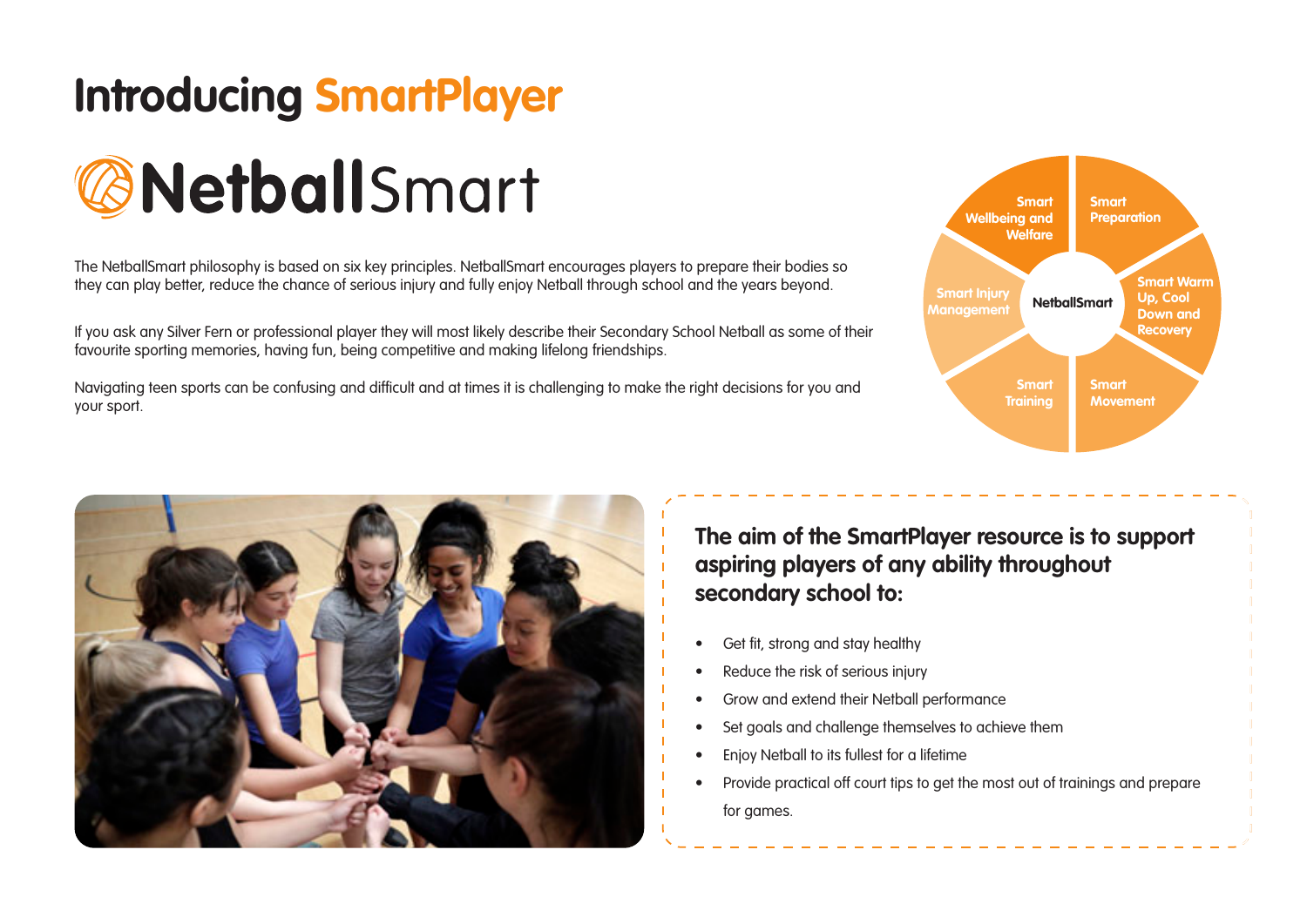# Introducing SmartPlayer

## NetballSmart

The NetballSmart philosophy is based on six key principles. NetballSmart encourages players to prepare their bodies so they can play better, reduce the chance of serious injury and fully enjoy Netball through school and the years beyond.

If you ask any Silver Fern or professional player they will most likely describe their Secondary School Netball as some of their favourite sporting memories, having fun, being competitive and making lifelong friendships.

Navigating teen sports can be confusing and difficult and at times it is challenging to make the right decisions for you and your sport.

NetballSmart

- Smart Preparation
- Smart Warm Up, Cool Down and Recovery
- Smart Movement
- Smart Training
- Smart Injury Management
- Smart Wellbeing and Welfare

**The aim of the SmartPlayer resource is to support aspiring players of any ability throughout secondary school to:**

- Get fit, strong and stay healthy
- Reduce the risk of serious injury
- Grow and extend their Netball performance
- Set goals and challenge themselves to achieve them
- Enjoy Netball to its fullest for a lifetime
- Provide practical off court tips to get the most out of trainings and prepare for games.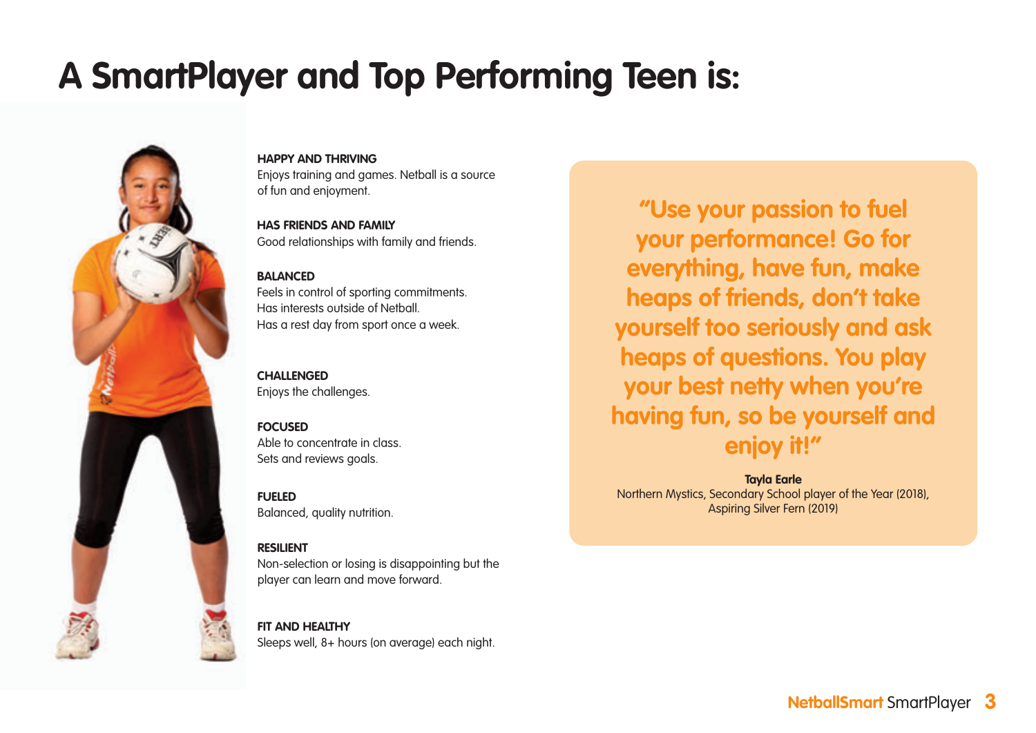# A SmartPlayer and Top Performing Teen is:

**HAPPY AND THRIVING**
Enjoys training and games. Netball is a source of fun and enjoyment.

**HAS FRIENDS AND FAMILY**
Good relationships with family and friends.

**BALANCED**
Feels in control of sporting commitments.
Has interests outside of Netball.
Has a rest day from sport once a week.

**CHALLENGED**
Enjoys the challenges.

**FOCUSED**
Able to concentrate in class.
Sets and reviews goals.

**FUELED**
Balanced, quality nutrition.

**RESILIENT**
Non-selection or losing is disappointing but the player can learn and move forward.

**FIT AND HEALTHY**
Sleeps well, 8+ hours (on average) each night.

> **"Use your passion to fuel your performance! Go for everything, have fun, make heaps of friends, don't take yourself too seriously and ask heaps of questions. You play your best netty when you're having fun, so be yourself and enjoy it!"**
>
> **Tayla Earle**
> Northern Mystics, Secondary School player of the Year (2018), Aspiring Silver Fern (2019)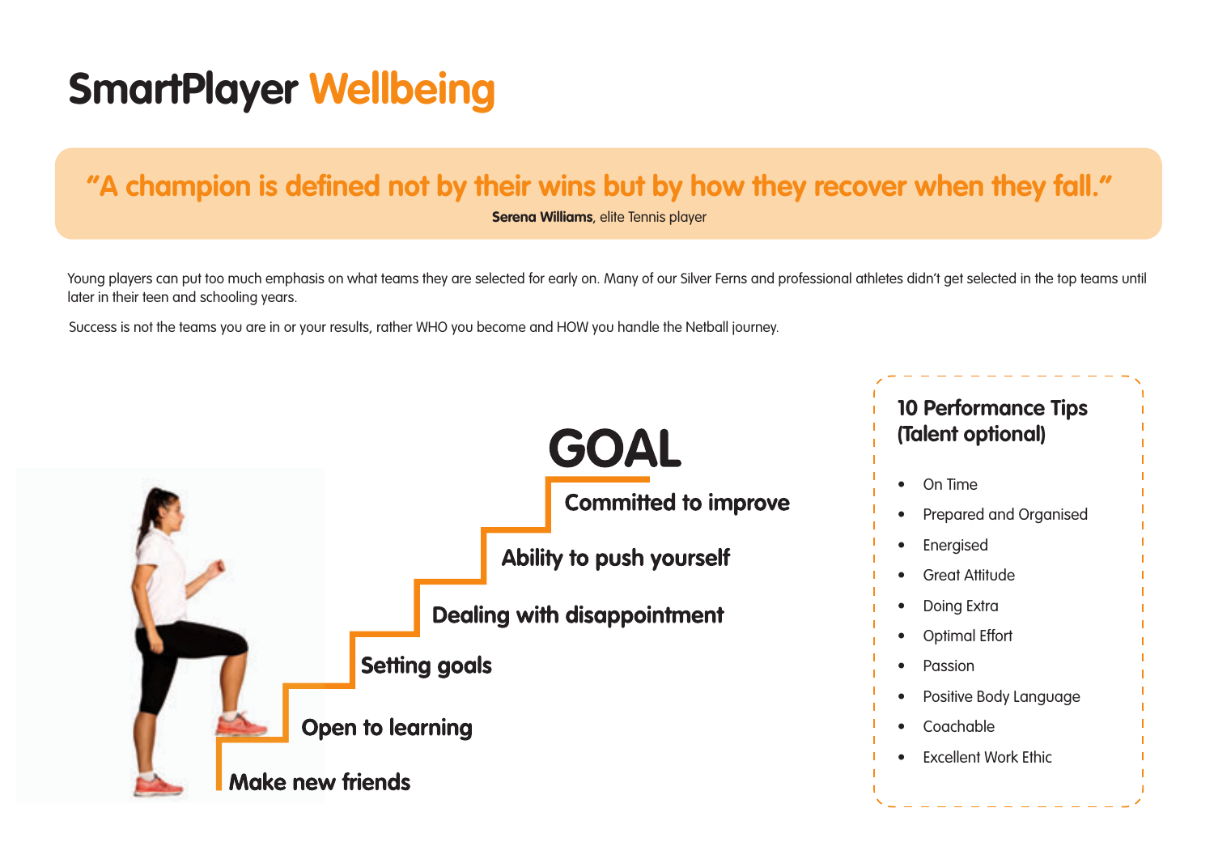# SmartPlayer Wellbeing

> **"A champion is defined not by their wins but by how they recover when they fall."**
>
> **Serena Williams**, elite Tennis player

Young players can put too much emphasis on what teams they are selected for early on. Many of our Silver Ferns and professional athletes didn't get selected in the top teams until later in their teen and schooling years.

Success is not the teams you are in or your results, rather WHO you become and HOW you handle the Netball journey.

## GOAL

- Committed to improve
- Ability to push yourself
- Dealing with disappointment
- Setting goals
- Open to learning
- Make new friends

### 10 Performance Tips (Talent optional)

- On Time
- Prepared and Organised
- Energised
- Great Attitude
- Doing Extra
- Optimal Effort
- Passion
- Positive Body Language
- Coachable
- Excellent Work Ethic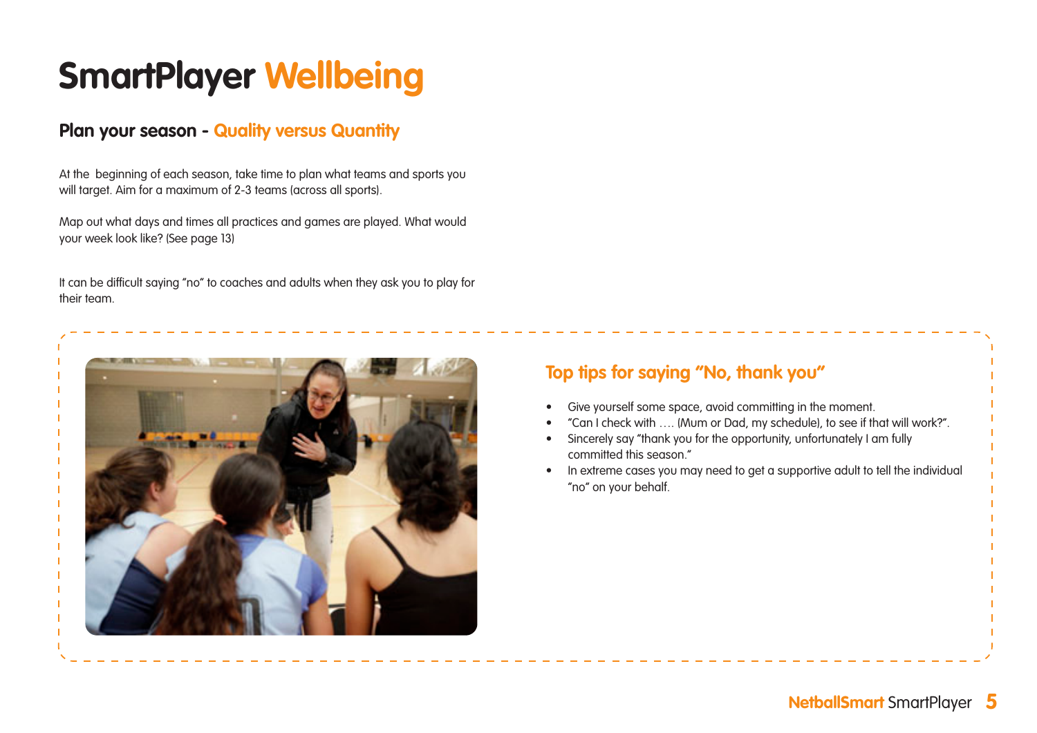# SmartPlayer Wellbeing

## Plan your season - Quality versus Quantity

At the beginning of each season, take time to plan what teams and sports you will target. Aim for a maximum of 2-3 teams (across all sports).

Map out what days and times all practices and games are played. What would your week look like? (See page 13)

It can be difficult saying "no" to coaches and adults when they ask you to play for their team.

### Top tips for saying "No, thank you"

- Give yourself some space, avoid committing in the moment.
- "Can I check with …. (Mum or Dad, my schedule), to see if that will work?".
- Sincerely say "thank you for the opportunity, unfortunately I am fully committed this season."
- In extreme cases you may need to get a supportive adult to tell the individual "no" on your behalf.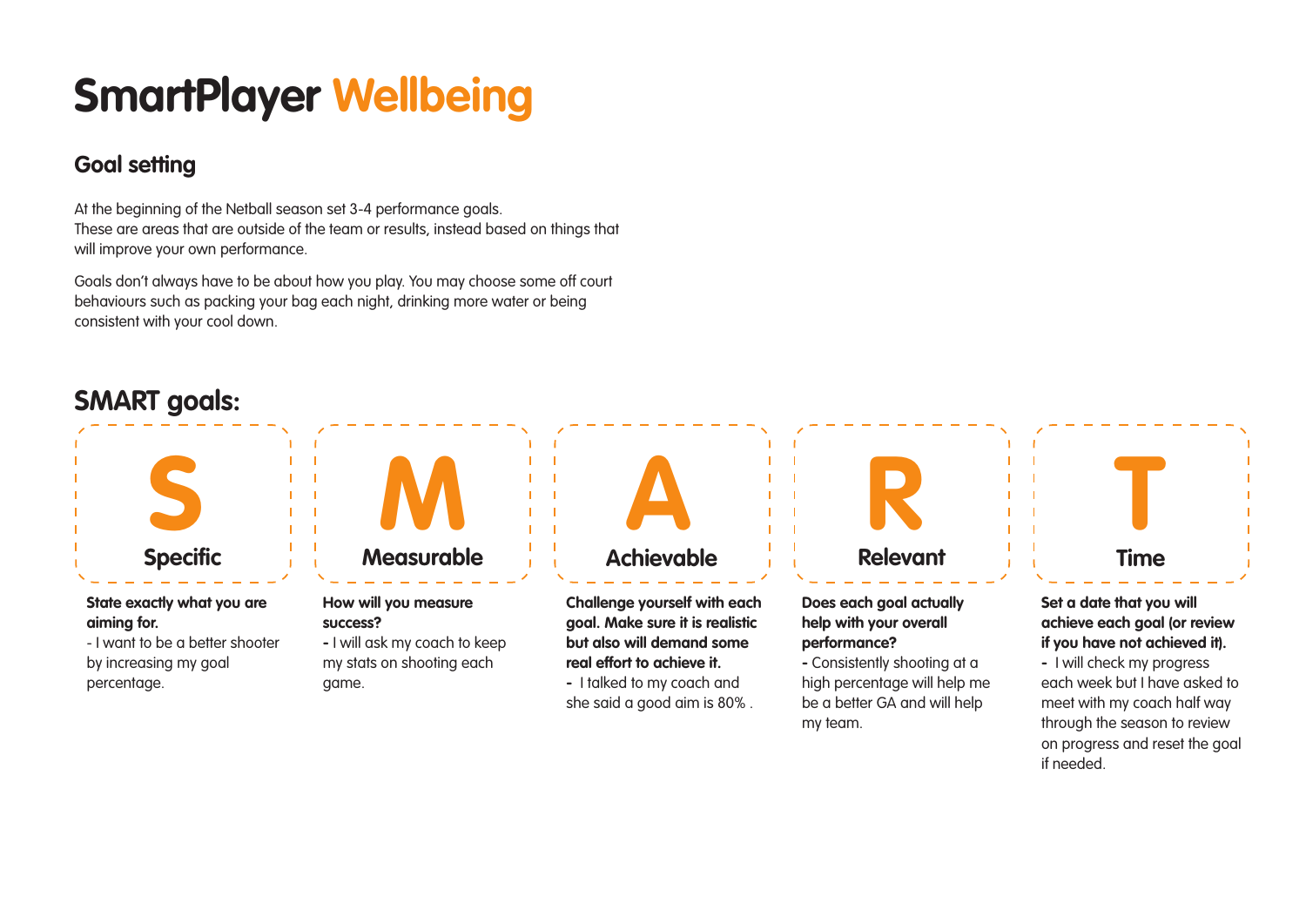# SmartPlayer Wellbeing

## Goal setting

At the beginning of the Netball season set 3-4 performance goals.
These are areas that are outside of the team or results, instead based on things that will improve your own performance.

Goals don't always have to be about how you play. You may choose some off court behaviours such as packing your bag each night, drinking more water or being consistent with your cool down.

## SMART goals:

### S – Specific

**State exactly what you are aiming for.**
- I want to be a better shooter by increasing my goal percentage.

### M – Measurable

**How will you measure success?**
- I will ask my coach to keep my stats on shooting each game.

### A – Achievable

**Challenge yourself with each goal. Make sure it is realistic but also will demand some real effort to achieve it.**
- I talked to my coach and she said a good aim is 80% .

### R – Relevant

**Does each goal actually help with your overall performance?**
- Consistently shooting at a high percentage will help me be a better GA and will help my team.

### T – Time

**Set a date that you will achieve each goal (or review if you have not achieved it).**
- I will check my progress each week but I have asked to meet with my coach half way through the season to review on progress and reset the goal if needed.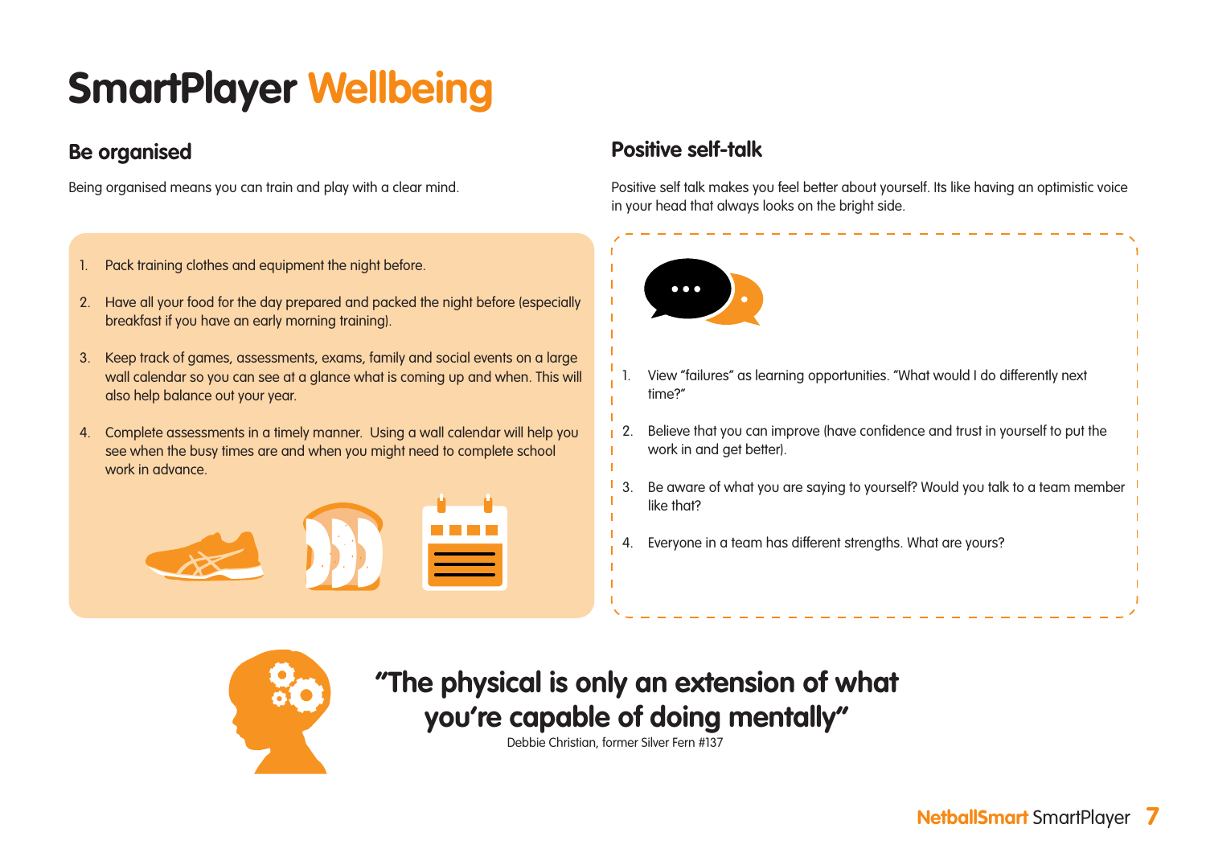# SmartPlayer Wellbeing

## Be organised

Being organised means you can train and play with a clear mind.

1. Pack training clothes and equipment the night before.
2. Have all your food for the day prepared and packed the night before (especially breakfast if you have an early morning training).
3. Keep track of games, assessments, exams, family and social events on a large wall calendar so you can see at a glance what is coming up and when. This will also help balance out your year.
4. Complete assessments in a timely manner. Using a wall calendar will help you see when the busy times are and when you might need to complete school work in advance.

## Positive self-talk

Positive self talk makes you feel better about yourself. Its like having an optimistic voice in your head that always looks on the bright side.

1. View "failures" as learning opportunities. "What would I do differently next time?"
2. Believe that you can improve (have confidence and trust in yourself to put the work in and get better).
3. Be aware of what you are saying to yourself? Would you talk to a team member like that?
4. Everyone in a team has different strengths. What are yours?

**"The physical is only an extension of what you're capable of doing mentally"**

Debbie Christian, former Silver Fern #137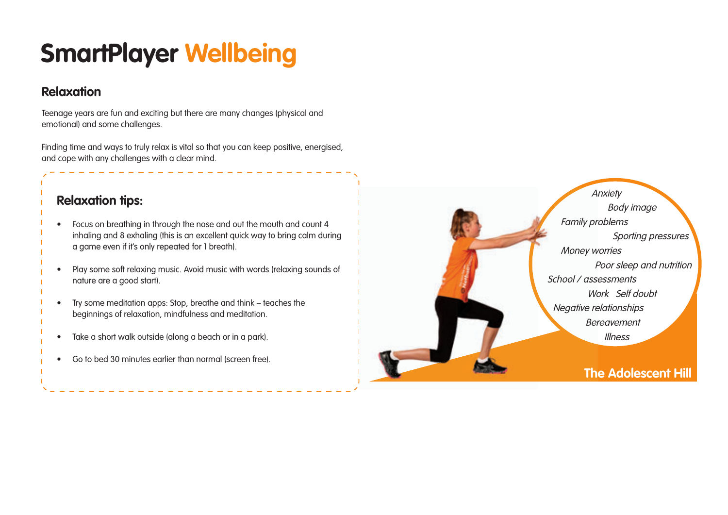# SmartPlayer Wellbeing

## Relaxation

Teenage years are fun and exciting but there are many changes (physical and emotional) and some challenges.

Finding time and ways to truly relax is vital so that you can keep positive, energised, and cope with any challenges with a clear mind.

### Relaxation tips:

- Focus on breathing in through the nose and out the mouth and count 4 inhaling and 8 exhaling (this is an excellent quick way to bring calm during a game even if it's only repeated for 1 breath).
- Play some soft relaxing music. Avoid music with words (relaxing sounds of nature are a good start).
- Try some meditation apps: Stop, breathe and think – teaches the beginnings of relaxation, mindfulness and meditation.
- Take a short walk outside (along a beach or in a park).
- Go to bed 30 minutes earlier than normal (screen free).

*Anxiety*
*Body image*
*Family problems*
*Sporting pressures*
*Money worries*
*Poor sleep and nutrition*
*School / assessments*
*Work Self doubt*
*Negative relationships*
*Bereavement*
*Illness*

**The Adolescent Hill**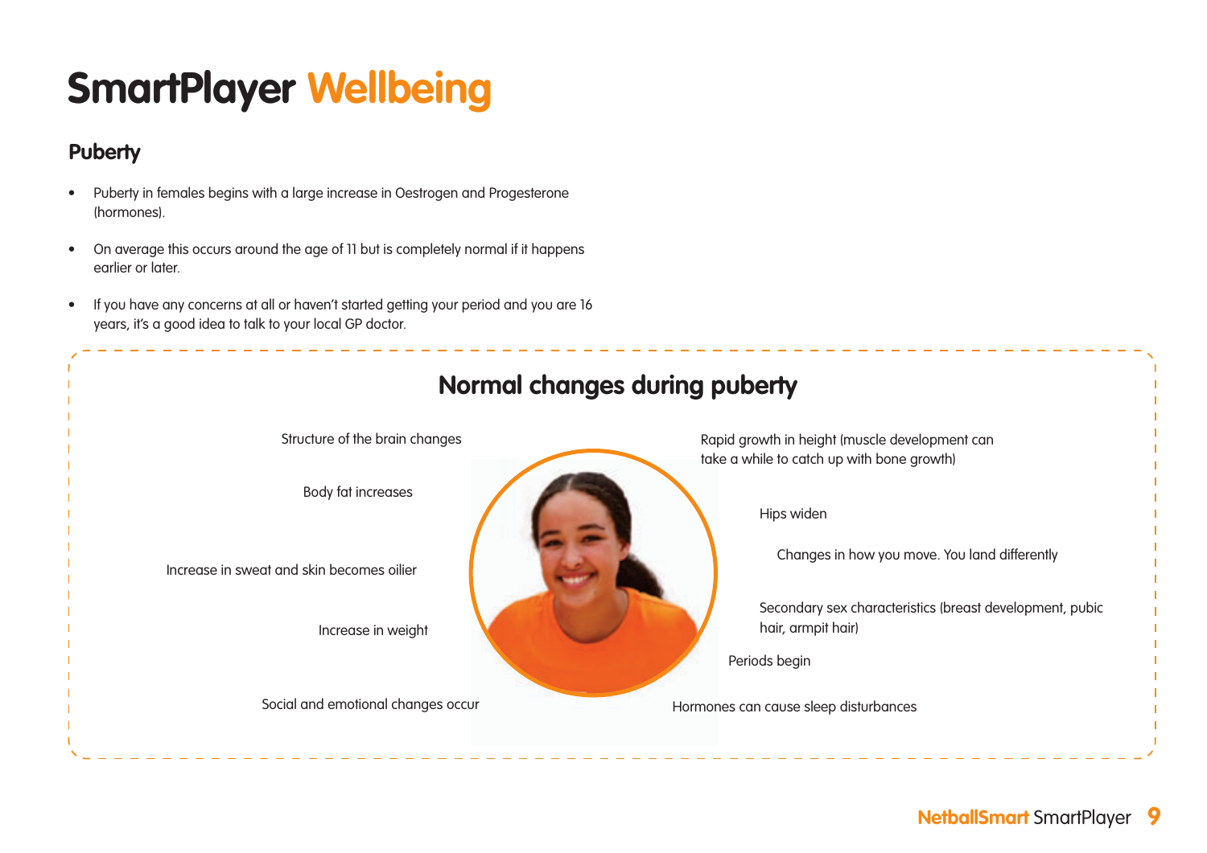# SmartPlayer Wellbeing

## Puberty

- Puberty in females begins with a large increase in Oestrogen and Progesterone (hormones).
- On average this occurs around the age of 11 but is completely normal if it happens earlier or later.
- If you have any concerns at all or haven't started getting your period and you are 16 years, it's a good idea to talk to your local GP doctor.

### Normal changes during puberty

- Structure of the brain changes
- Body fat increases
- Increase in sweat and skin becomes oilier
- Increase in weight
- Social and emotional changes occur
- Rapid growth in height (muscle development can take a while to catch up with bone growth)
- Hips widen
- Changes in how you move. You land differently
- Secondary sex characteristics (breast development, pubic hair, armpit hair)
- Periods begin
- Hormones can cause sleep disturbances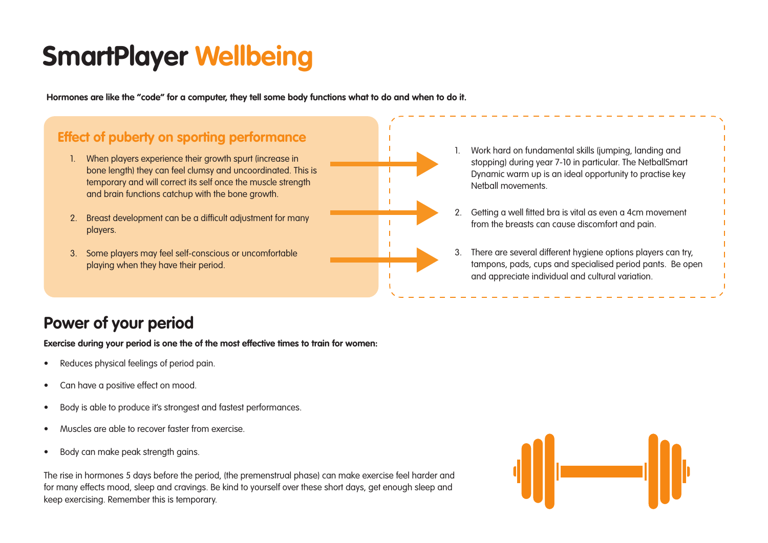# SmartPlayer Wellbeing

**Hormones are like the "code" for a computer, they tell some body functions what to do and when to do it.**

## Effect of puberty on sporting performance

1. When players experience their growth spurt (increase in bone length) they can feel clumsy and uncoordinated. This is temporary and will correct its self once the muscle strength and brain functions catchup with the bone growth.

2. Breast development can be a difficult adjustment for many players.

3. Some players may feel self-conscious or uncomfortable playing when they have their period.

---

1. Work hard on fundamental skills (jumping, landing and stopping) during year 7-10 in particular. The NetballSmart Dynamic warm up is an ideal opportunity to practise key Netball movements.

2. Getting a well fitted bra is vital as even a 4cm movement from the breasts can cause discomfort and pain.

3. There are several different hygiene options players can try, tampons, pads, cups and specialised period pants. Be open and appreciate individual and cultural variation.

## Power of your period

**Exercise during your period is one the of the most effective times to train for women:**

- Reduces physical feelings of period pain.
- Can have a positive effect on mood.
- Body is able to produce it's strongest and fastest performances.
- Muscles are able to recover faster from exercise.
- Body can make peak strength gains.

The rise in hormones 5 days before the period, (the premenstrual phase) can make exercise feel harder and for many effects mood, sleep and cravings. Be kind to yourself over these short days, get enough sleep and keep exercising. Remember this is temporary.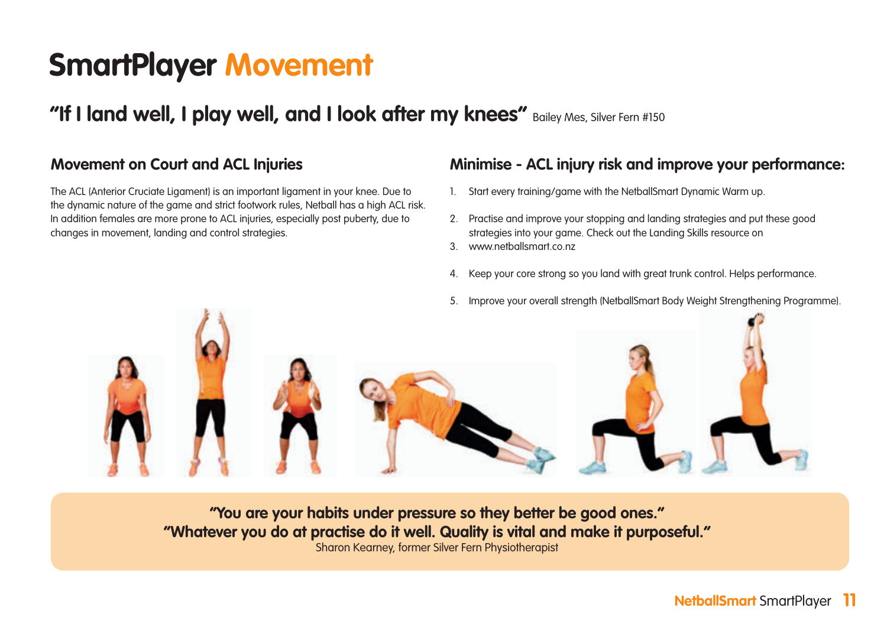# SmartPlayer Movement

## "If I land well, I play well, and I look after my knees" Bailey Mes, Silver Fern #150

### Movement on Court and ACL Injuries

The ACL (Anterior Cruciate Ligament) is an important ligament in your knee. Due to the dynamic nature of the game and strict footwork rules, Netball has a high ACL risk. In addition females are more prone to ACL injuries, especially post puberty, due to changes in movement, landing and control strategies.

### Minimise - ACL injury risk and improve your performance:

1. Start every training/game with the NetballSmart Dynamic Warm up.
2. Practise and improve your stopping and landing strategies and put these good strategies into your game. Check out the Landing Skills resource on
3. www.netballsmart.co.nz
4. Keep your core strong so you land with great trunk control. Helps performance.
5. Improve your overall strength (NetballSmart Body Weight Strengthening Programme).

**"You are your habits under pressure so they better be good ones."**
**"Whatever you do at practise do it well. Quality is vital and make it purposeful."**
Sharon Kearney, former Silver Fern Physiotherapist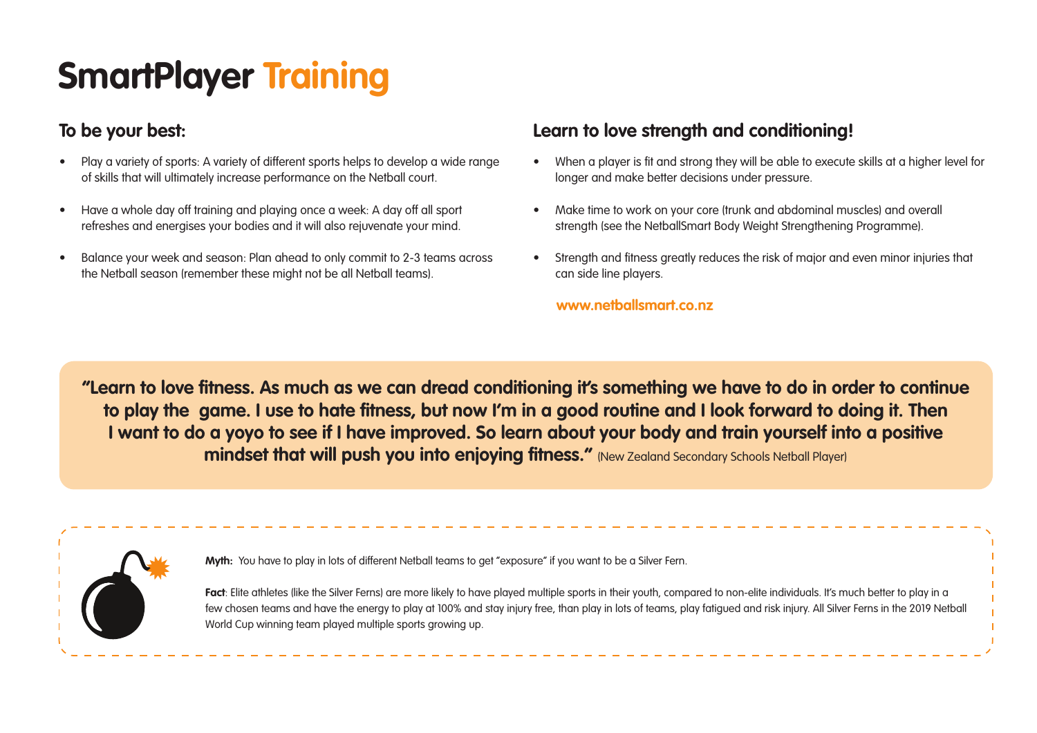# SmartPlayer Training

## To be your best:

- Play a variety of sports: A variety of different sports helps to develop a wide range of skills that will ultimately increase performance on the Netball court.
- Have a whole day off training and playing once a week: A day off all sport refreshes and energises your bodies and it will also rejuvenate your mind.
- Balance your week and season: Plan ahead to only commit to 2-3 teams across the Netball season (remember these might not be all Netball teams).

## Learn to love strength and conditioning!

- When a player is fit and strong they will be able to execute skills at a higher level for longer and make better decisions under pressure.
- Make time to work on your core (trunk and abdominal muscles) and overall strength (see the NetballSmart Body Weight Strengthening Programme).
- Strength and fitness greatly reduces the risk of major and even minor injuries that can side line players.

**www.netballsmart.co.nz**

**"Learn to love fitness. As much as we can dread conditioning it's something we have to do in order to continue to play the game. I use to hate fitness, but now I'm in a good routine and I look forward to doing it. Then I want to do a yoyo to see if I have improved. So learn about your body and train yourself into a positive mindset that will push you into enjoying fitness."** (New Zealand Secondary Schools Netball Player)

**Myth:** You have to play in lots of different Netball teams to get "exposure" if you want to be a Silver Fern.

**Fact**: Elite athletes (like the Silver Ferns) are more likely to have played multiple sports in their youth, compared to non-elite individuals. It's much better to play in a few chosen teams and have the energy to play at 100% and stay injury free, than play in lots of teams, play fatigued and risk injury. All Silver Ferns in the 2019 Netball World Cup winning team played multiple sports growing up.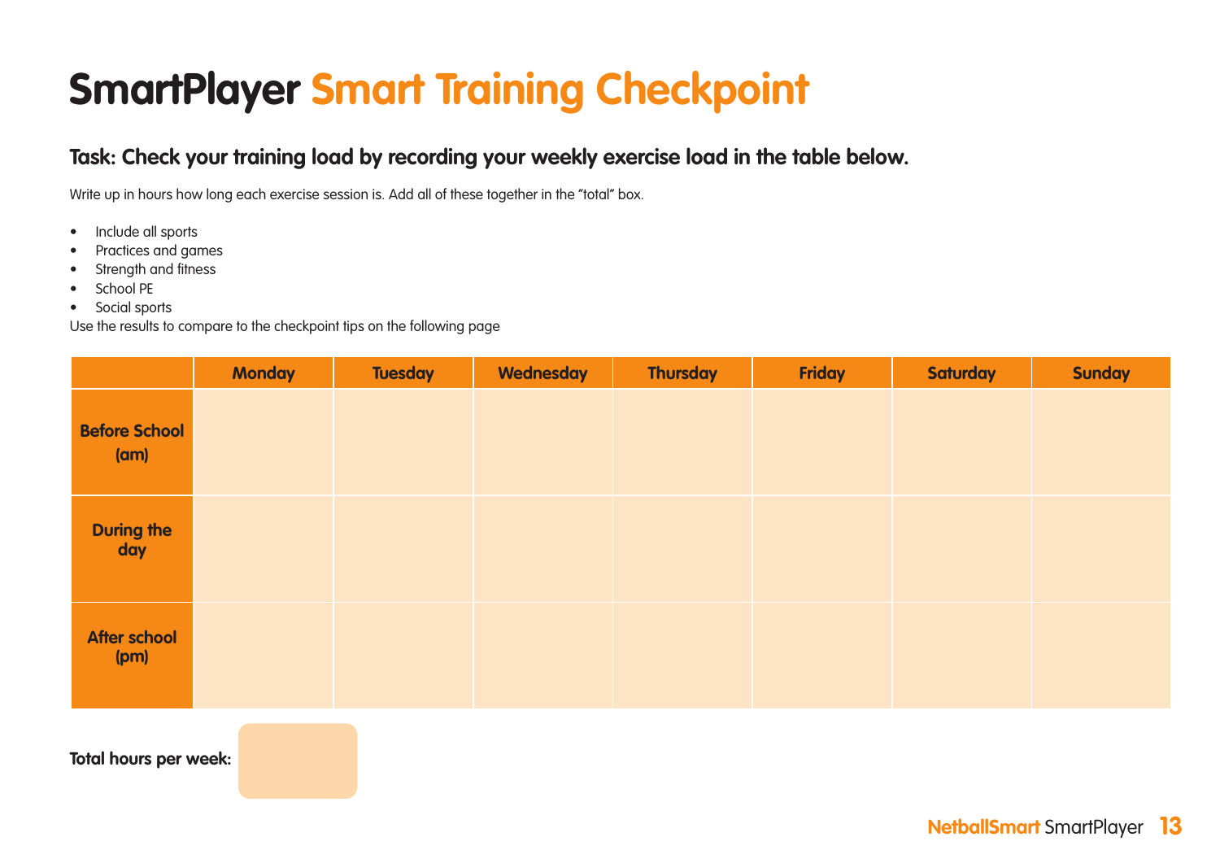# SmartPlayer Smart Training Checkpoint

### Task: Check your training load by recording your weekly exercise load in the table below.

Write up in hours how long each exercise session is. Add all of these together in the "total" box.

- Include all sports
- Practices and games
- Strength and fitness
- School PE
- Social sports

Use the results to compare to the checkpoint tips on the following page

| | Monday | Tuesday | Wednesday | Thursday | Friday | Saturday | Sunday |
|---|---|---|---|---|---|---|---|
| **Before School (am)** | | | | | | | |
| **During the day** | | | | | | | |
| **After school (pm)** | | | | | | | |

**Total hours per week:**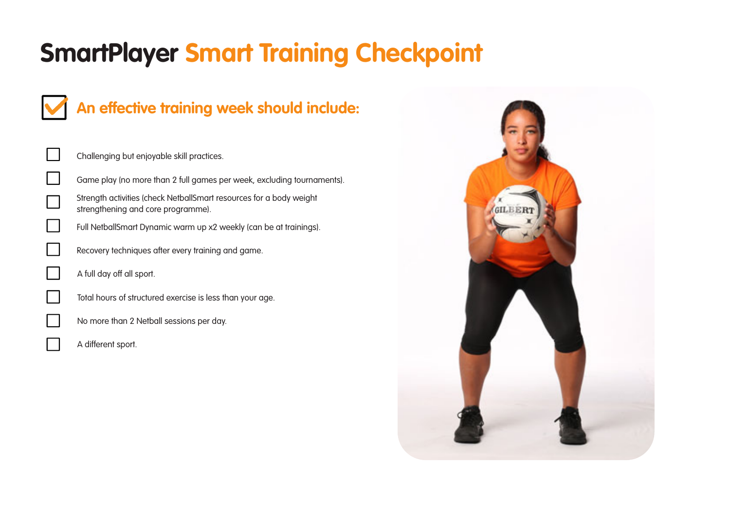# SmartPlayer Smart Training Checkpoint

## An effective training week should include:

- [ ] Challenging but enjoyable skill practices.
- [ ] Game play (no more than 2 full games per week, excluding tournaments).
- [ ] Strength activities (check NetballSmart resources for a body weight strengthening and core programme).
- [ ] Full NetballSmart Dynamic warm up x2 weekly (can be at trainings).
- [ ] Recovery techniques after every training and game.
- [ ] A full day off all sport.
- [ ] Total hours of structured exercise is less than your age.
- [ ] No more than 2 Netball sessions per day.
- [ ] A different sport.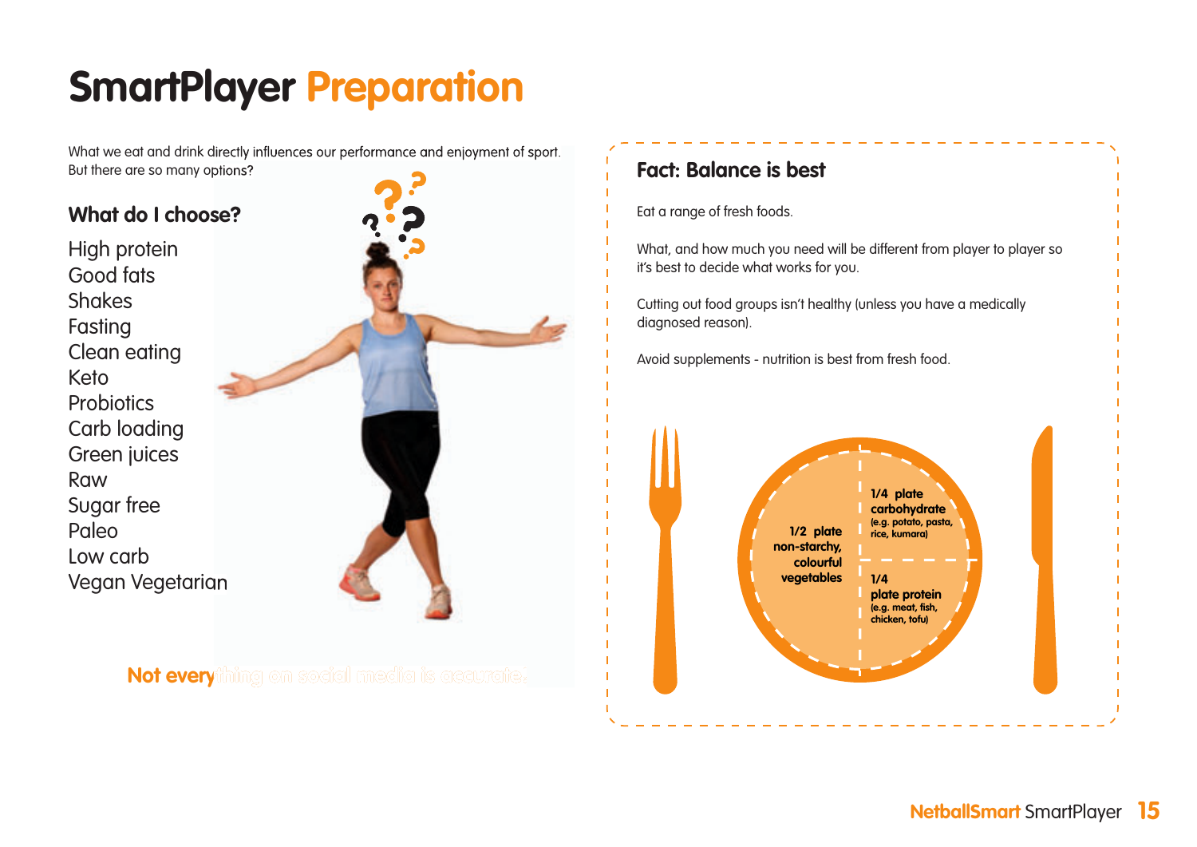# SmartPlayer Preparation

What we eat and drink directly influences our performance and enjoyment of sport. But there are so many options?

### What do I choose?

High protein
Good fats
Shakes
Fasting
Clean eating
Keto
Probiotics
Carb loading
Green juices
Raw
Sugar free
Paleo
Low carb
Vegan Vegetarian

**Not everything on social media is accurate.**

### Fact: Balance is best

Eat a range of fresh foods.

What, and how much you need will be different from player to player so it's best to decide what works for you.

Cutting out food groups isn't healthy (unless you have a medically diagnosed reason).

Avoid supplements - nutrition is best from fresh food.

**1/2 plate non-starchy, colourful vegetables**

**1/4 plate carbohydrate** (e.g. potato, pasta, rice, kumara)

**1/4 plate protein** (e.g. meat, fish, chicken, tofu)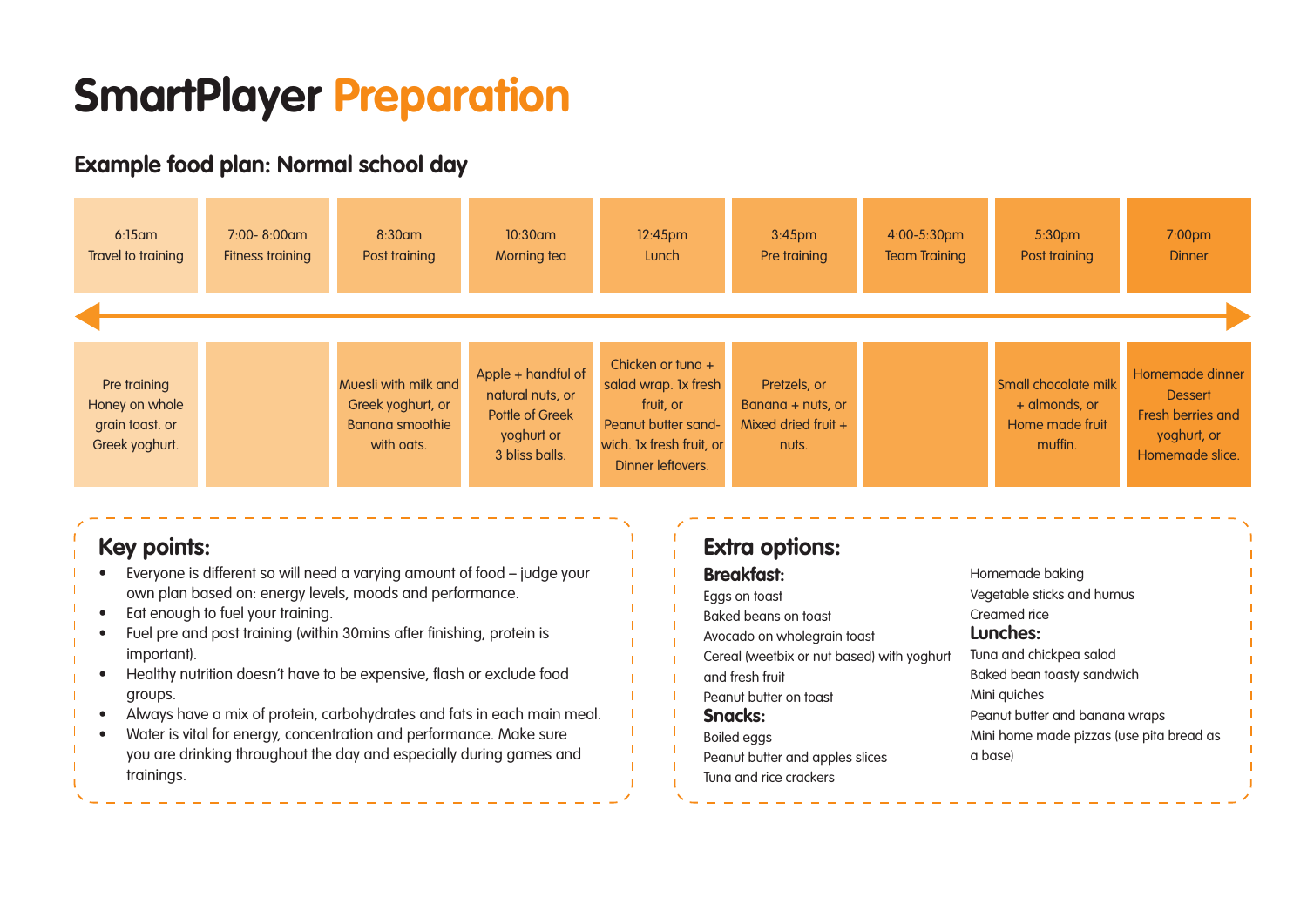# SmartPlayer Preparation

## Example food plan: Normal school day

| 6:15am Travel to training | 7:00- 8:00am Fitness training | 8:30am Post training | 10:30am Morning tea | 12:45pm Lunch | 3:45pm Pre training | 4:00-5:30pm Team Training | 5:30pm Post training | 7:00pm Dinner |
|---|---|---|---|---|---|---|---|---|
| Pre training Honey on whole grain toast. or Greek yoghurt. | | Muesli with milk and Greek yoghurt, or Banana smoothie with oats. | Apple + handful of natural nuts, or Pottle of Greek yoghurt or 3 bliss balls. | Chicken or tuna + salad wrap. 1x fresh fruit, or Peanut butter sandwich. 1x fresh fruit, or Dinner leftovers. | Pretzels, or Banana + nuts, or Mixed dried fruit + nuts. | | Small chocolate milk + almonds, or Home made fruit muffin. | Homemade dinner Dessert Fresh berries and yoghurt, or Homemade slice. |

### Key points:

- Everyone is different so will need a varying amount of food – judge your own plan based on: energy levels, moods and performance.
- Eat enough to fuel your training.
- Fuel pre and post training (within 30mins after finishing, protein is important).
- Healthy nutrition doesn't have to be expensive, flash or exclude food groups.
- Always have a mix of protein, carbohydrates and fats in each main meal.
- Water is vital for energy, concentration and performance. Make sure you are drinking throughout the day and especially during games and trainings.

### Extra options:

**Breakfast:**

Eggs on toast
Baked beans on toast
Avocado on wholegrain toast
Cereal (weetbix or nut based) with yoghurt and fresh fruit
Peanut butter on toast

**Snacks:**

Boiled eggs
Peanut butter and apples slices
Tuna and rice crackers
Homemade baking
Vegetable sticks and humus
Creamed rice

**Lunches:**

Tuna and chickpea salad
Baked bean toasty sandwich
Mini quiches
Peanut butter and banana wraps
Mini home made pizzas (use pita bread as a base)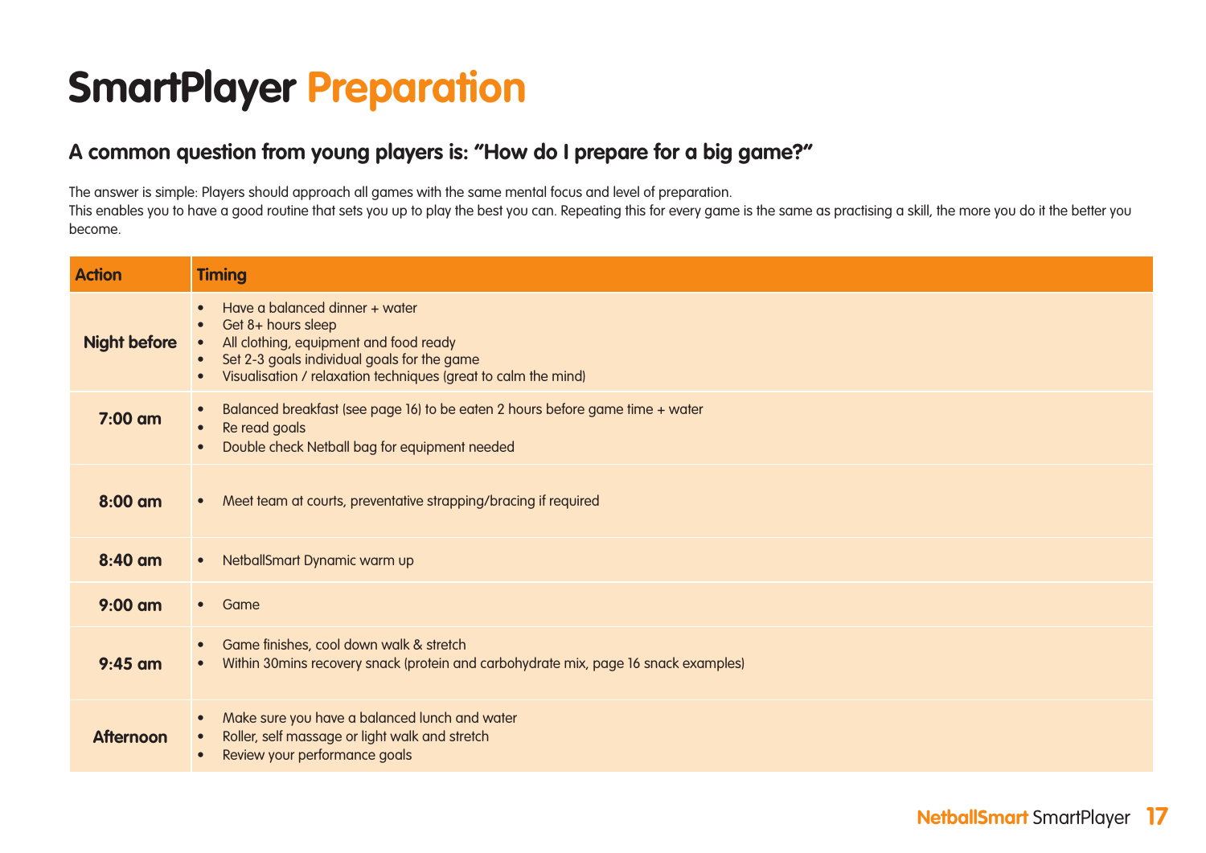# SmartPlayer Preparation

## A common question from young players is: "How do I prepare for a big game?"

The answer is simple: Players should approach all games with the same mental focus and level of preparation.
This enables you to have a good routine that sets you up to play the best you can. Repeating this for every game is the same as practising a skill, the more you do it the better you become.

| Action | Timing |
|---|---|
| **Night before** | • Have a balanced dinner + water<br>• Get 8+ hours sleep<br>• All clothing, equipment and food ready<br>• Set 2-3 goals individual goals for the game<br>• Visualisation / relaxation techniques (great to calm the mind) |
| **7:00 am** | • Balanced breakfast (see page 16) to be eaten 2 hours before game time + water<br>• Re read goals<br>• Double check Netball bag for equipment needed |
| **8:00 am** | • Meet team at courts, preventative strapping/bracing if required |
| **8:40 am** | • NetballSmart Dynamic warm up |
| **9:00 am** | • Game |
| **9:45 am** | • Game finishes, cool down walk & stretch<br>• Within 30mins recovery snack (protein and carbohydrate mix, page 16 snack examples) |
| **Afternoon** | • Make sure you have a balanced lunch and water<br>• Roller, self massage or light walk and stretch<br>• Review your performance goals |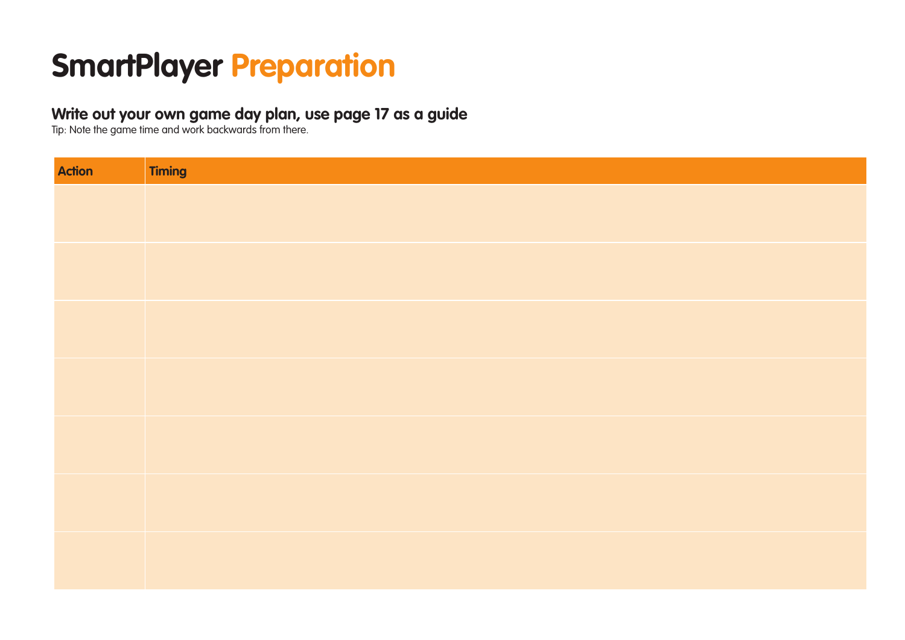# SmartPlayer Preparation

## Write out your own game day plan, use page 17 as a guide

Tip: Note the game time and work backwards from there.

| Action | Timing |
| --- | --- |
| | |
| | |
| | |
| | |
| | |
| | |
| | |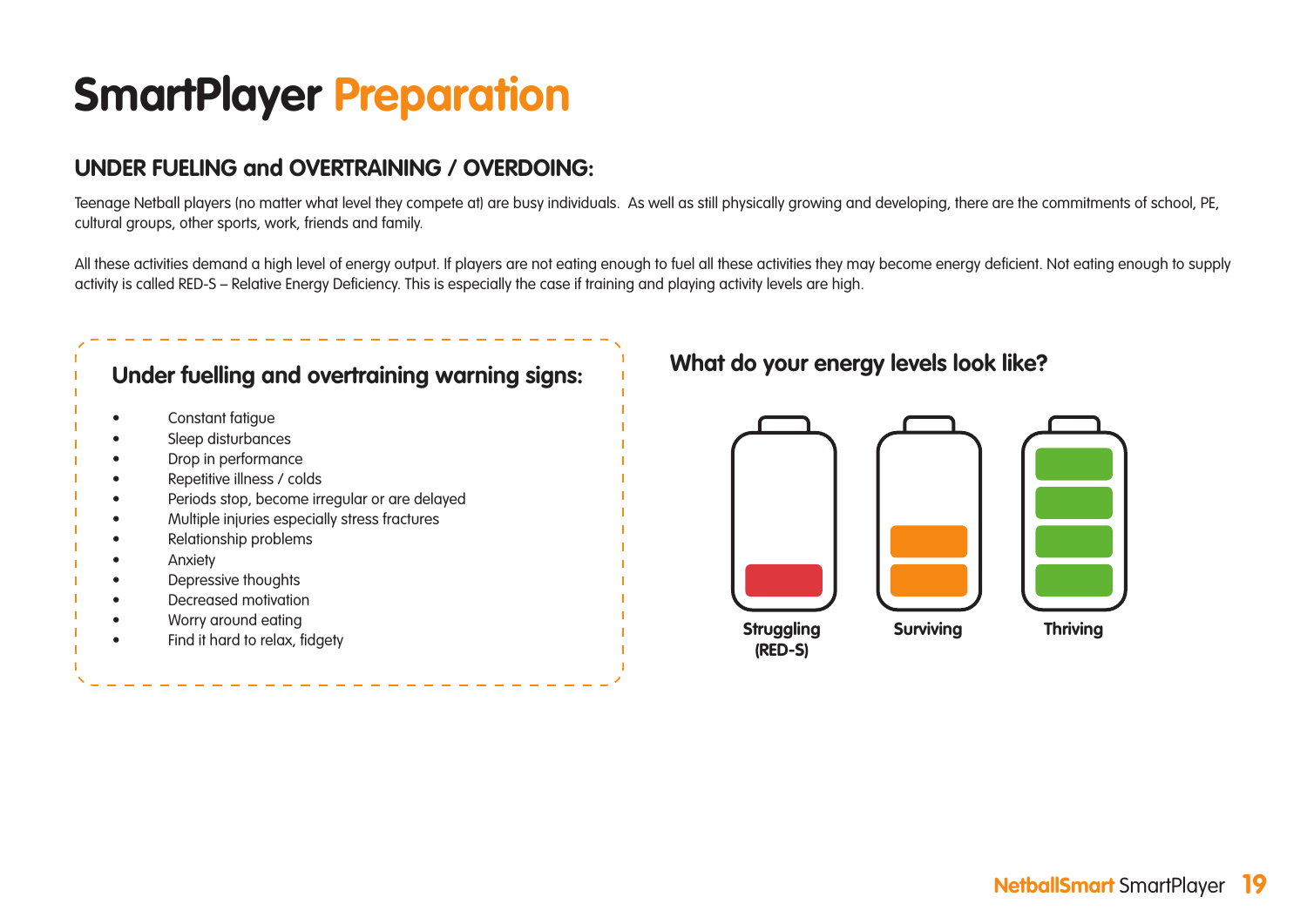# SmartPlayer Preparation

## UNDER FUELING and OVERTRAINING / OVERDOING:

Teenage Netball players (no matter what level they compete at) are busy individuals. As well as still physically growing and developing, there are the commitments of school, PE, cultural groups, other sports, work, friends and family.

All these activities demand a high level of energy output. If players are not eating enough to fuel all these activities they may become energy deficient. Not eating enough to supply activity is called RED-S – Relative Energy Deficiency. This is especially the case if training and playing activity levels are high.

### Under fuelling and overtraining warning signs:

- Constant fatigue
- Sleep disturbances
- Drop in performance
- Repetitive illness / colds
- Periods stop, become irregular or are delayed
- Multiple injuries especially stress fractures
- Relationship problems
- Anxiety
- Depressive thoughts
- Decreased motivation
- Worry around eating
- Find it hard to relax, fidgety

### What do your energy levels look like?

Struggling (RED-S)

Surviving

Thriving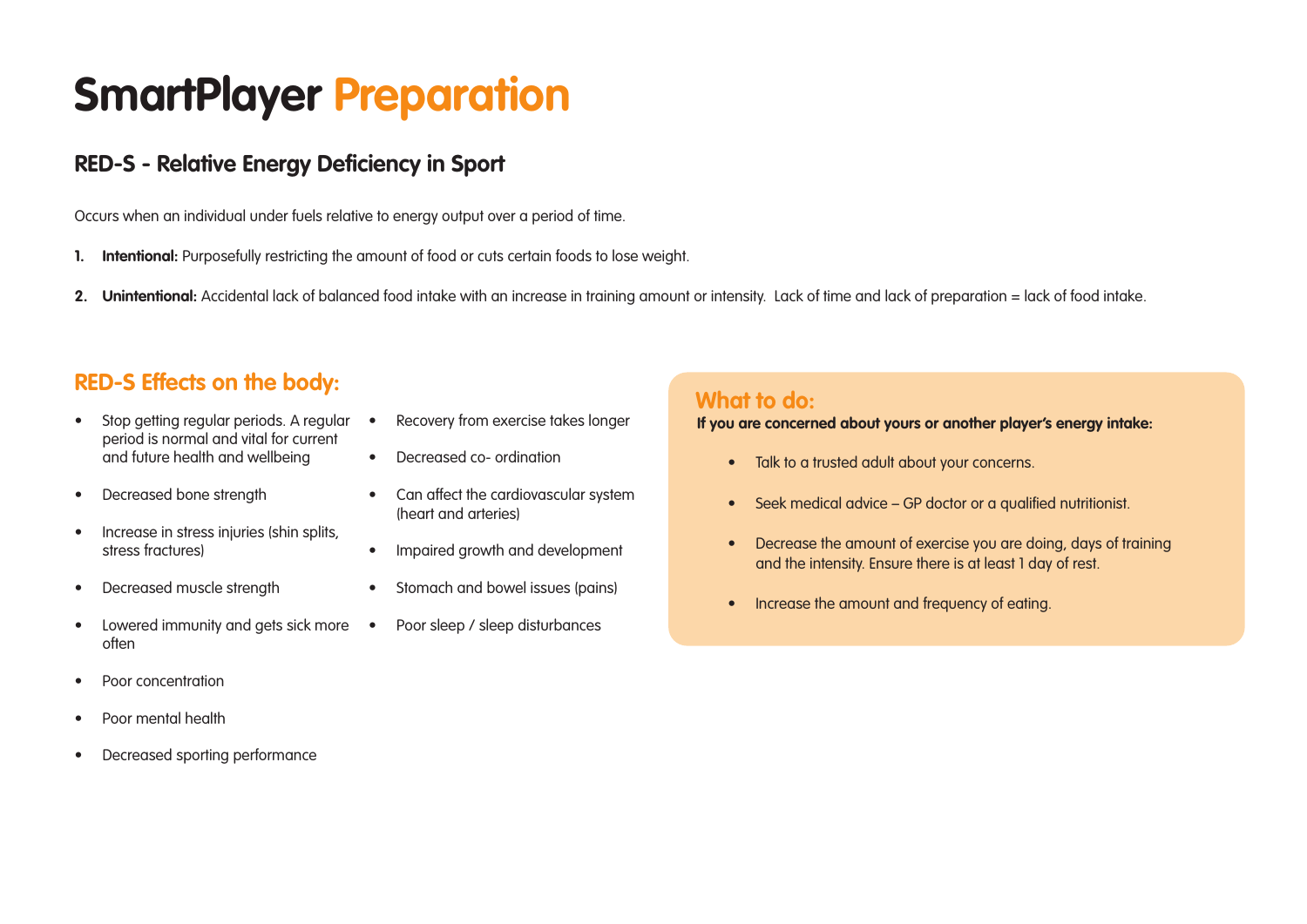# SmartPlayer Preparation

## RED-S - Relative Energy Deficiency in Sport

Occurs when an individual under fuels relative to energy output over a period of time.

1. **Intentional:** Purposefully restricting the amount of food or cuts certain foods to lose weight.
2. **Unintentional:** Accidental lack of balanced food intake with an increase in training amount or intensity. Lack of time and lack of preparation = lack of food intake.

## RED-S Effects on the body:

- Stop getting regular periods. A regular period is normal and vital for current and future health and wellbeing
- Decreased bone strength
- Increase in stress injuries (shin splits, stress fractures)
- Decreased muscle strength
- Lowered immunity and gets sick more often
- Poor concentration
- Poor mental health
- Decreased sporting performance
- Recovery from exercise takes longer
- Decreased co- ordination
- Can affect the cardiovascular system (heart and arteries)
- Impaired growth and development
- Stomach and bowel issues (pains)
- Poor sleep / sleep disturbances

## What to do:

**If you are concerned about yours or another player's energy intake:**

- Talk to a trusted adult about your concerns.
- Seek medical advice – GP doctor or a qualified nutritionist.
- Decrease the amount of exercise you are doing, days of training and the intensity. Ensure there is at least 1 day of rest.
- Increase the amount and frequency of eating.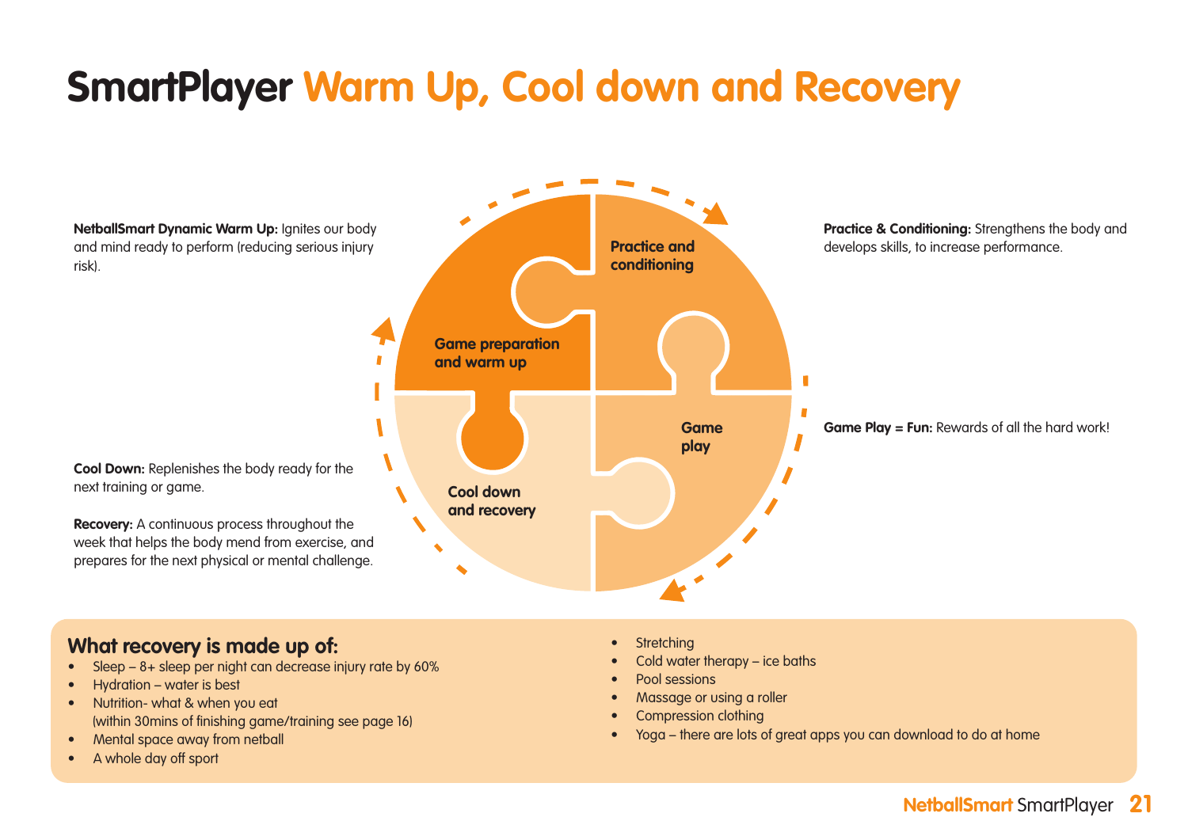# SmartPlayer Warm Up, Cool down and Recovery

**NetballSmart Dynamic Warm Up:** Ignites our body and mind ready to perform (reducing serious injury risk).

**Practice & Conditioning:** Strengthens the body and develops skills, to increase performance.

**Game Play = Fun:** Rewards of all the hard work!

**Cool Down:** Replenishes the body ready for the next training or game.

**Recovery:** A continuous process throughout the week that helps the body mend from exercise, and prepares for the next physical or mental challenge.

Game preparation and warm up

Practice and conditioning

Game play

Cool down and recovery

## What recovery is made up of:

- Sleep – 8+ sleep per night can decrease injury rate by 60%
- Hydration – water is best
- Nutrition- what & when you eat (within 30mins of finishing game/training see page 16)
- Mental space away from netball
- A whole day off sport
- Stretching
- Cold water therapy – ice baths
- Pool sessions
- Massage or using a roller
- Compression clothing
- Yoga – there are lots of great apps you can download to do at home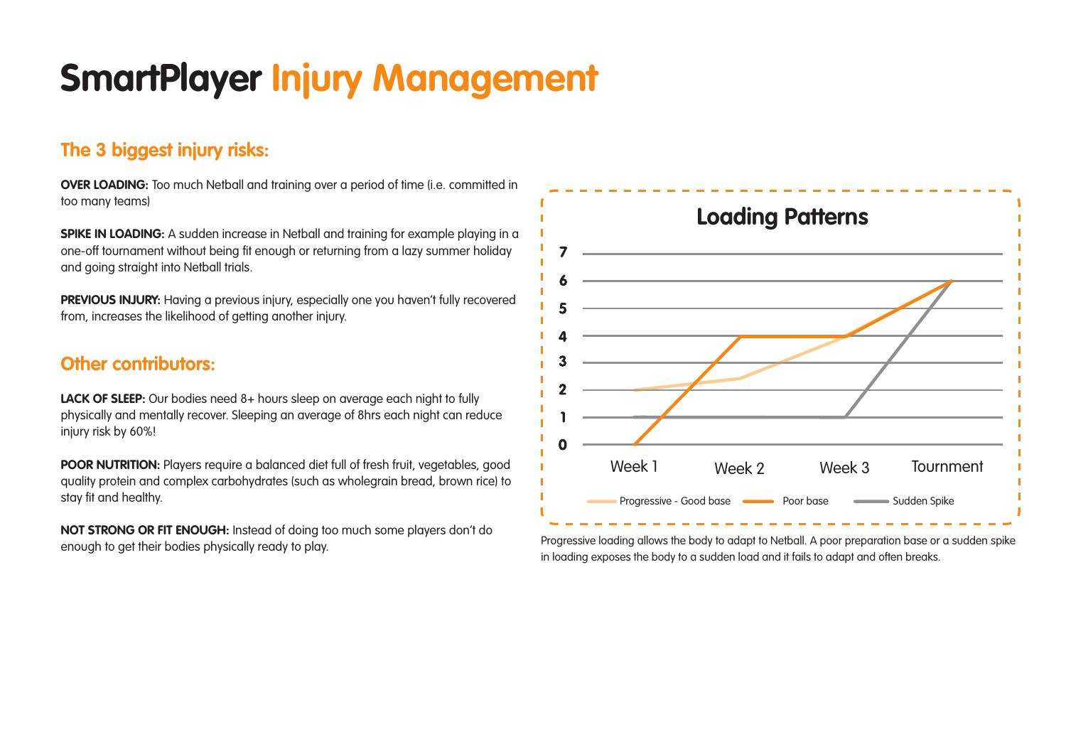# SmartPlayer Injury Management

## The 3 biggest injury risks:

**OVER LOADING:** Too much Netball and training over a period of time (i.e. committed in too many teams)

**SPIKE IN LOADING:** A sudden increase in Netball and training for example playing in a one-off tournament without being fit enough or returning from a lazy summer holiday and going straight into Netball trials.

**PREVIOUS INJURY:** Having a previous injury, especially one you haven't fully recovered from, increases the likelihood of getting another injury.

## Other contributors:

**LACK OF SLEEP:** Our bodies need 8+ hours sleep on average each night to fully physically and mentally recover. Sleeping an average of 8hrs each night can reduce injury risk by 60%!

**POOR NUTRITION:** Players require a balanced diet full of fresh fruit, vegetables, good quality protein and complex carbohydrates (such as wholegrain bread, brown rice) to stay fit and healthy.

**NOT STRONG OR FIT ENOUGH:** Instead of doing too much some players don't do enough to get their bodies physically ready to play.

### Loading Patterns

| | Week 1 | Week 2 | Week 3 | Tournment |
|---|---|---|---|---|
| Progressive - Good base | 2 | 2.4 | 4 | 6 |
| Poor base | 0 | 4 | 4 | 6 |
| Sudden Spike | 1 | 1 | 1 | 6 |

Progressive loading allows the body to adapt to Netball. A poor preparation base or a sudden spike in loading exposes the body to a sudden load and it fails to adapt and often breaks.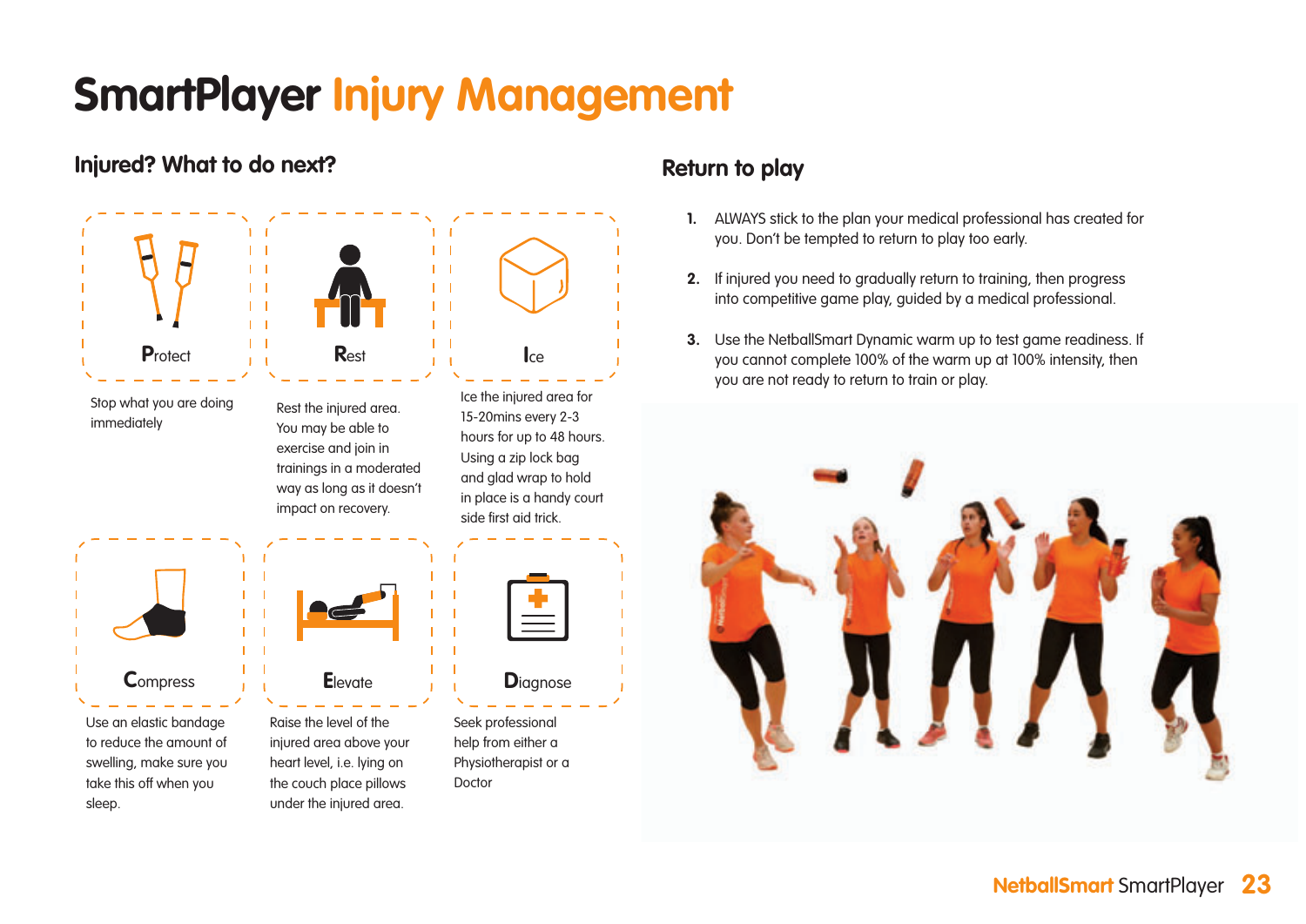# SmartPlayer Injury Management

## Injured? What to do next?

**Protect**

Stop what you are doing immediately

**Rest**

Rest the injured area. You may be able to exercise and join in trainings in a moderated way as long as it doesn't impact on recovery.

**Ice**

Ice the injured area for 15-20mins every 2-3 hours for up to 48 hours. Using a zip lock bag and glad wrap to hold in place is a handy court side first aid trick.

**Compress**

Use an elastic bandage to reduce the amount of swelling, make sure you take this off when you sleep.

**Elevate**

Raise the level of the injured area above your heart level, i.e. lying on the couch place pillows under the injured area.

**Diagnose**

Seek professional help from either a Physiotherapist or a Doctor

## Return to play

1. ALWAYS stick to the plan your medical professional has created for you. Don't be tempted to return to play too early.
2. If injured you need to gradually return to training, then progress into competitive game play, guided by a medical professional.
3. Use the NetballSmart Dynamic warm up to test game readiness. If you cannot complete 100% of the warm up at 100% intensity, then you are not ready to return to train or play.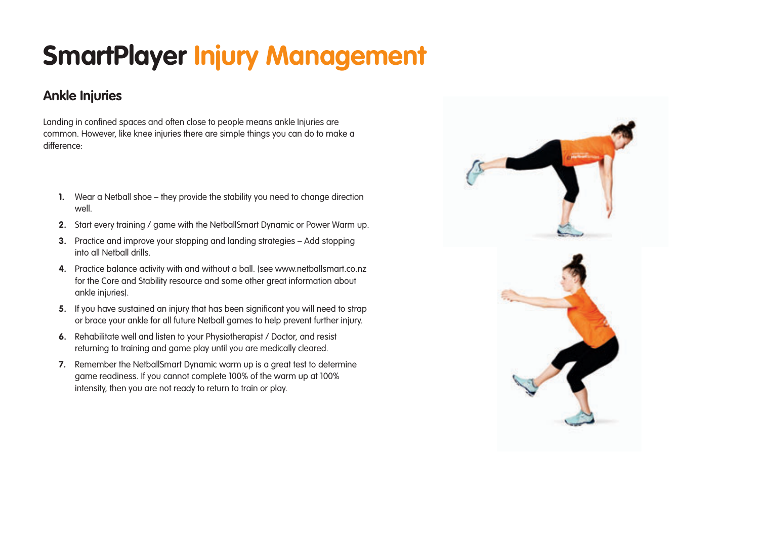# SmartPlayer Injury Management

## Ankle Injuries

Landing in confined spaces and often close to people means ankle Injuries are common. However, like knee injuries there are simple things you can do to make a difference:

1. Wear a Netball shoe – they provide the stability you need to change direction well.
2. Start every training / game with the NetballSmart Dynamic or Power Warm up.
3. Practice and improve your stopping and landing strategies – Add stopping into all Netball drills.
4. Practice balance activity with and without a ball. (see www.netballsmart.co.nz for the Core and Stability resource and some other great information about ankle injuries).
5. If you have sustained an injury that has been significant you will need to strap or brace your ankle for all future Netball games to help prevent further injury.
6. Rehabilitate well and listen to your Physiotherapist / Doctor, and resist returning to training and game play until you are medically cleared.
7. Remember the NetballSmart Dynamic warm up is a great test to determine game readiness. If you cannot complete 100% of the warm up at 100% intensity, then you are not ready to return to train or play.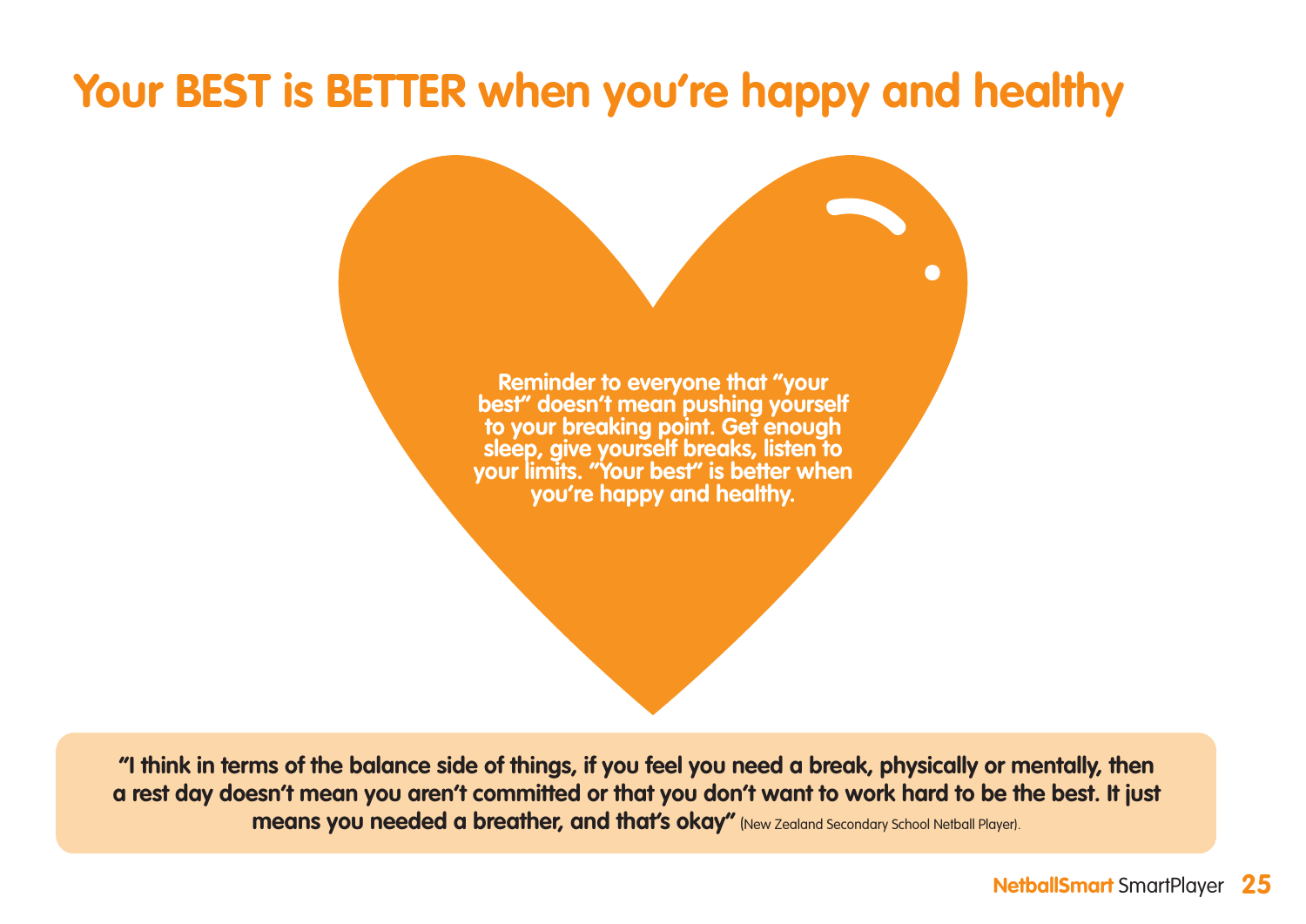# Your BEST is BETTER when you're happy and healthy

**Reminder to everyone that "your best" doesn't mean pushing yourself to your breaking point. Get enough sleep, give yourself breaks, listen to your limits. "Your best" is better when you're happy and healthy.**

**"I think in terms of the balance side of things, if you feel you need a break, physically or mentally, then a rest day doesn't mean you aren't committed or that you don't want to work hard to be the best. It just means you needed a breather, and that's okay"** (New Zealand Secondary School Netball Player).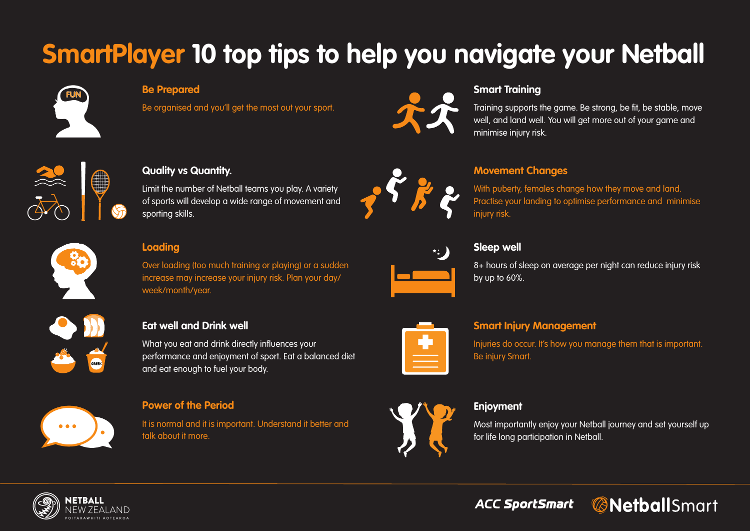# SmartPlayer 10 top tips to help you navigate your Netball

## Be Prepared

Be organised and you'll get the most out your sport.

## Quality vs Quantity.

Limit the number of Netball teams you play. A variety of sports will develop a wide range of movement and sporting skills.

## Loading

Over loading (too much training or playing) or a sudden increase may increase your injury risk. Plan your day/week/month/year.

## Eat well and Drink well

What you eat and drink directly influences your performance and enjoyment of sport. Eat a balanced diet and eat enough to fuel your body.

## Power of the Period

It is normal and it is important. Understand it better and talk about it more.

## Smart Training

Training supports the game. Be strong, be fit, be stable, move well, and land well. You will get more out of your game and minimise injury risk.

## Movement Changes

With puberty, females change how they move and land. Practise your landing to optimise performance and minimise injury risk.

## Sleep well

8+ hours of sleep on average per night can reduce injury risk by up to 60%.

## Smart Injury Management

Injuries do occur. It's how you manage them that is important. Be injury Smart.

## Enjoyment

Most importantly enjoy your Netball journey and set yourself up for life long participation in Netball.

NETBALL NEW ZEALAND POITARAWHITI AOTEAROA

ACC SportSmart NetballSmart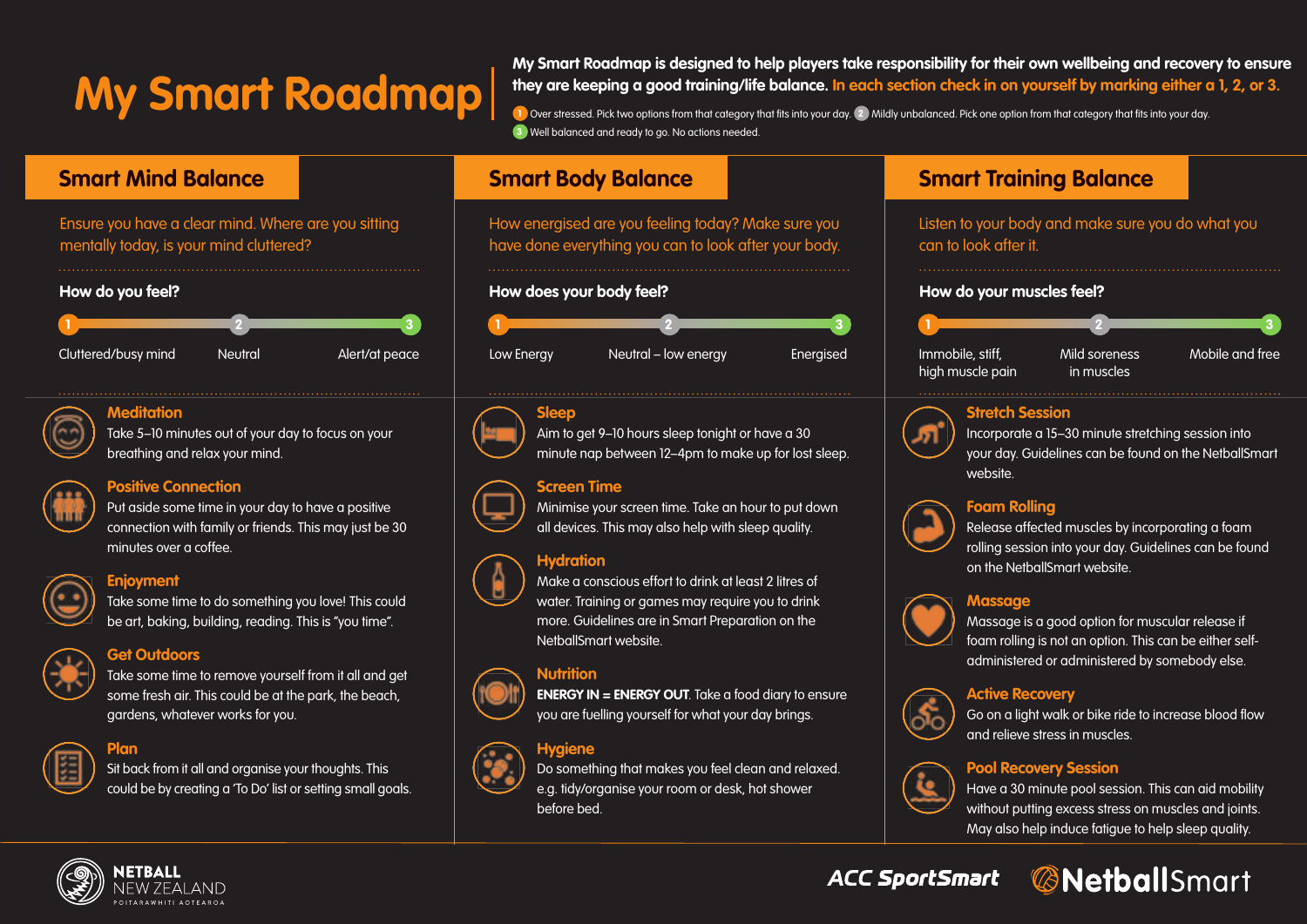# My Smart Roadmap

**My Smart Roadmap is designed to help players take responsibility for their own wellbeing and recovery to ensure they are keeping a good training/life balance. In each section check in on yourself by marking either a 1, 2, or 3.**

1 Over stressed. Pick two options from that category that fits into your day. 2 Mildly unbalanced. Pick one option from that category that fits into your day.
3 Well balanced and ready to go. No actions needed.

## Smart Mind Balance

Ensure you have a clear mind. Where are you sitting mentally today, is your mind cluttered?

**How do you feel?**

1 Cluttered/busy mind — 2 Neutral — 3 Alert/at peace

### Meditation
Take 5–10 minutes out of your day to focus on your breathing and relax your mind.

### Positive Connection
Put aside some time in your day to have a positive connection with family or friends. This may just be 30 minutes over a coffee.

### Enjoyment
Take some time to do something you love! This could be art, baking, building, reading. This is "you time".

### Get Outdoors
Take some time to remove yourself from it all and get some fresh air. This could be at the park, the beach, gardens, whatever works for you.

### Plan
Sit back from it all and organise your thoughts. This could be by creating a 'To Do' list or setting small goals.

## Smart Body Balance

How energised are you feeling today? Make sure you have done everything you can to look after your body.

**How does your body feel?**

1 Low Energy — 2 Neutral – low energy — 3 Energised

### Sleep
Aim to get 9–10 hours sleep tonight or have a 30 minute nap between 12–4pm to make up for lost sleep.

### Screen Time
Minimise your screen time. Take an hour to put down all devices. This may also help with sleep quality.

### Hydration
Make a conscious effort to drink at least 2 litres of water. Training or games may require you to drink more. Guidelines are in Smart Preparation on the NetballSmart website.

### Nutrition
**ENERGY IN = ENERGY OUT**. Take a food diary to ensure you are fuelling yourself for what your day brings.

### Hygiene
Do something that makes you feel clean and relaxed. e.g. tidy/organise your room or desk, hot shower before bed.

## Smart Training Balance

Listen to your body and make sure you do what you can to look after it.

**How do your muscles feel?**

1 Immobile, stiff, high muscle pain — 2 Mild soreness in muscles — 3 Mobile and free

### Stretch Session
Incorporate a 15–30 minute stretching session into your day. Guidelines can be found on the NetballSmart website.

### Foam Rolling
Release affected muscles by incorporating a foam rolling session into your day. Guidelines can be found on the NetballSmart website.

### Massage
Massage is a good option for muscular release if foam rolling is not an option. This can be either self-administered or administered by somebody else.

### Active Recovery
Go on a light walk or bike ride to increase blood flow and relieve stress in muscles.

### Pool Recovery Session
Have a 30 minute pool session. This can aid mobility without putting excess stress on muscles and joints. May also help induce fatigue to help sleep quality.

NETBALL NEW ZEALAND POITARAWHITI AOTEAROA | ACC SportSmart | NetballSmart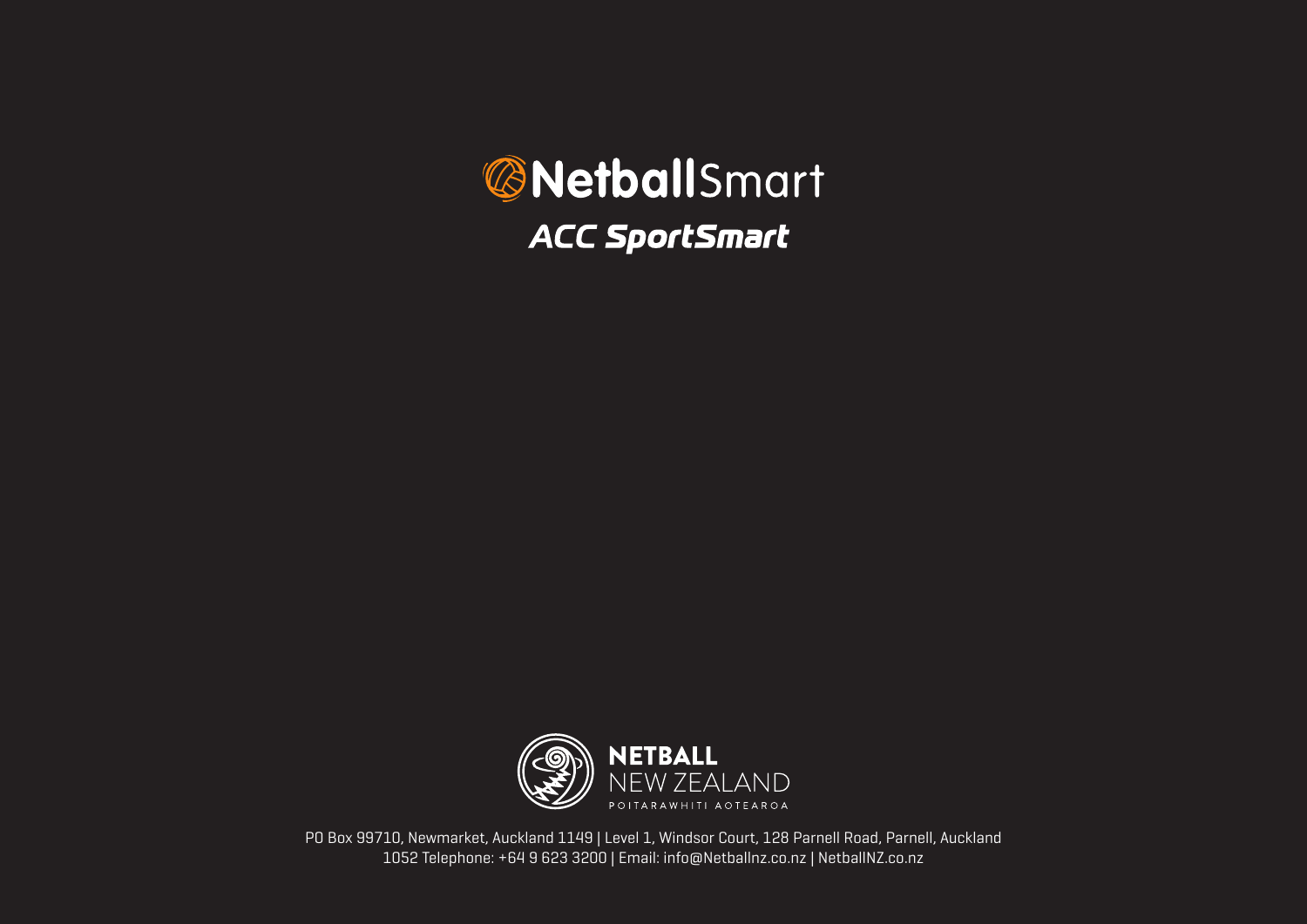NetballSmart

ACC SportSmart

NETBALL
NEW ZEALAND
POITARAWHITI AOTEAROA

PO Box 99710, Newmarket, Auckland 1149 | Level 1, Windsor Court, 128 Parnell Road, Parnell, Auckland 1052 Telephone: +64 9 623 3200 | Email: info@Netballnz.co.nz | NetballNZ.co.nz